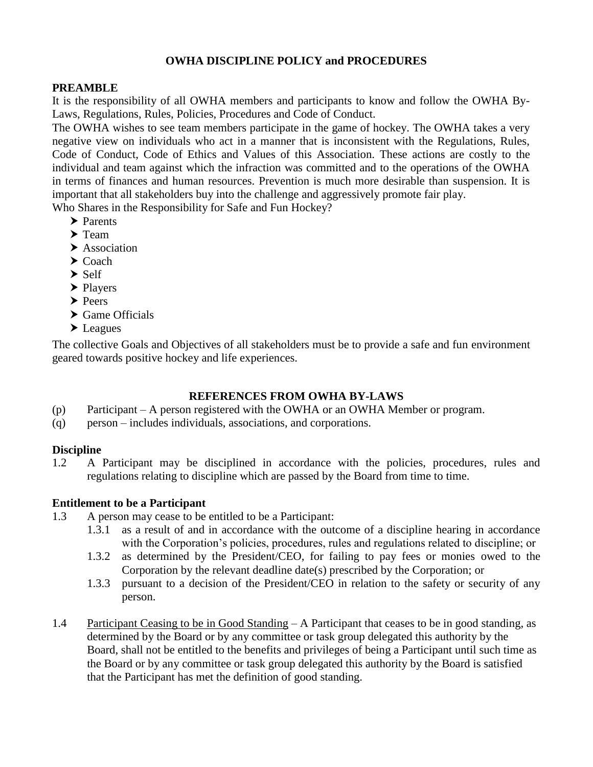# OWHA DISCIPLINE POLICY and PROCEDURES

## PREAMBLE

It is the responsibility of all OWHA members and participants to know and follow the OWHA By-Laws, Regulations, Rules, Policies, Procedures and Code of Conduct.

The OWHA wishes to see team members participate in the game of hockey. The OWHA takes a very negative view on individuals who act in a manner that is inconsistent with the Regulations, Rules, Code of Conduct, Code of Ethics and Values of this Association. These actions are costly to the individual and team against which the infraction was committed and to the operations of the OWHA in terms of finances and human resources. Prevention is much more desirable than suspension. It is important that all stakeholders buy into the challenge and aggressively promote fair play.

Who Shares in the Responsibility for Safe and Fun Hockey?

- Parents
- Team
- Association
- Coach
- Self
- Players
- Peers
- Game Officials
- Leagues

The collective Goals and Objectives of all stakeholders must be to provide a safe and fun environment geared towards positive hockey and life experiences.

## REFERENCES FROM OWHA BY-LAWS

(p) Participant – A person registered with the OWHA or an OWHA Member or program.

(q) person – includes individuals, associations, and corporations.

### Discipline

1.2 A Participant may be disciplined in accordance with the policies, procedures, rules and regulations relating to discipline which are passed by the Board from time to time.

### Entitlement to be a Participant

1.3 A person may cease to be entitled to be a Participant:

- 1.3.1 as a result of and in accordance with the outcome of a discipline hearing in accordance with the Corporation's policies, procedures, rules and regulations related to discipline; or
- 1.3.2 as determined by the President/CEO, for failing to pay fees or monies owed to the Corporation by the relevant deadline date(s) prescribed by the Corporation; or
- 1.3.3 pursuant to a decision of the President/CEO in relation to the safety or security of any person.

1.4 Participant Ceasing to be in Good Standing – A Participant that ceases to be in good standing, as determined by the Board or by any committee or task group delegated this authority by the Board, shall not be entitled to the benefits and privileges of being a Participant until such time as the Board or by any committee or task group delegated this authority by the Board is satisfied that the Participant has met the definition of good standing.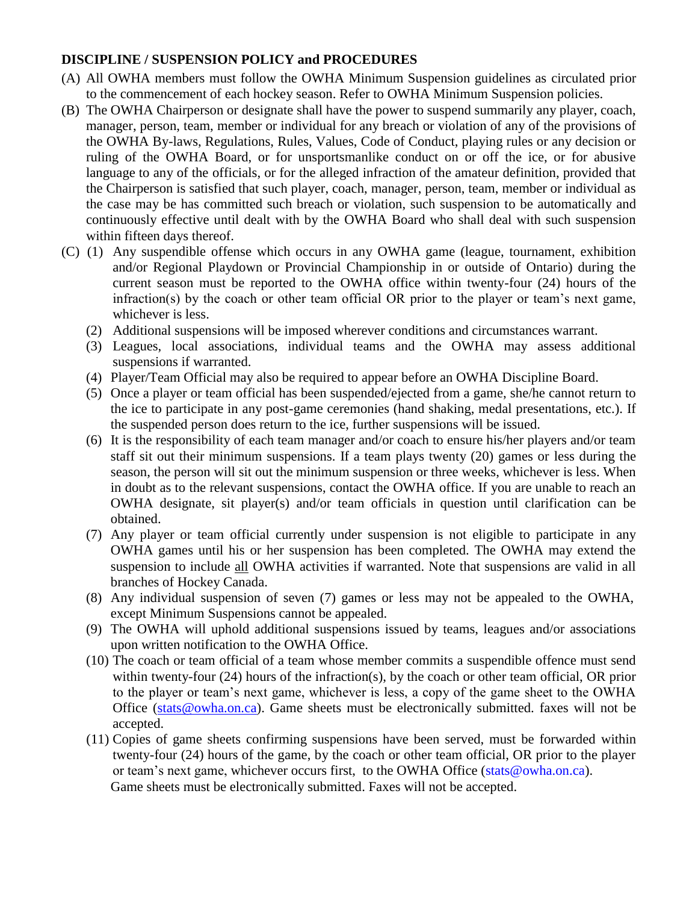**DISCIPLINE / SUSPENSION POLICY and PROCEDURES**

(A) All OWHA members must follow the OWHA Minimum Suspension guidelines as circulated prior to the commencement of each hockey season. Refer to OWHA Minimum Suspension policies.

(B) The OWHA Chairperson or designate shall have the power to suspend summarily any player, coach, manager, person, team, member or individual for any breach or violation of any of the provisions of the OWHA By-laws, Regulations, Rules, Values, Code of Conduct, playing rules or any decision or ruling of the OWHA Board, or for unsportsmanlike conduct on or off the ice, or for abusive language to any of the officials, or for the alleged infraction of the amateur definition, provided that the Chairperson is satisfied that such player, coach, manager, person, team, member or individual as the case may be has committed such breach or violation, such suspension to be automatically and continuously effective until dealt with by the OWHA Board who shall deal with such suspension within fifteen days thereof.

(C) (1) Any suspendible offense which occurs in any OWHA game (league, tournament, exhibition and/or Regional Playdown or Provincial Championship in or outside of Ontario) during the current season must be reported to the OWHA office within twenty-four (24) hours of the infraction(s) by the coach or other team official OR prior to the player or team's next game, whichever is less.

(2) Additional suspensions will be imposed wherever conditions and circumstances warrant.

(3) Leagues, local associations, individual teams and the OWHA may assess additional suspensions if warranted.

(4) Player/Team Official may also be required to appear before an OWHA Discipline Board.

(5) Once a player or team official has been suspended/ejected from a game, she/he cannot return to the ice to participate in any post-game ceremonies (hand shaking, medal presentations, etc.). If the suspended person does return to the ice, further suspensions will be issued.

(6) It is the responsibility of each team manager and/or coach to ensure his/her players and/or team staff sit out their minimum suspensions. If a team plays twenty (20) games or less during the season, the person will sit out the minimum suspension or three weeks, whichever is less. When in doubt as to the relevant suspensions, contact the OWHA office. If you are unable to reach an OWHA designate, sit player(s) and/or team officials in question until clarification can be obtained.

(7) Any player or team official currently under suspension is not eligible to participate in any OWHA games until his or her suspension has been completed. The OWHA may extend the suspension to include <u>all</u> OWHA activities if warranted. Note that suspensions are valid in all branches of Hockey Canada.

(8) Any individual suspension of seven (7) games or less may not be appealed to the OWHA, except Minimum Suspensions cannot be appealed.

(9) The OWHA will uphold additional suspensions issued by teams, leagues and/or associations upon written notification to the OWHA Office.

(10) The coach or team official of a team whose member commits a suspendible offence must send within twenty-four (24) hours of the infraction(s), by the coach or other team official, OR prior to the player or team's next game, whichever is less, a copy of the game sheet to the OWHA Office (stats@owha.on.ca). Game sheets must be electronically submitted. faxes will not be accepted.

(11) Copies of game sheets confirming suspensions have been served, must be forwarded within twenty-four (24) hours of the game, by the coach or other team official, OR prior to the player or team's next game, whichever occurs first, to the OWHA Office (stats@owha.on.ca). Game sheets must be electronically submitted. Faxes will not be accepted.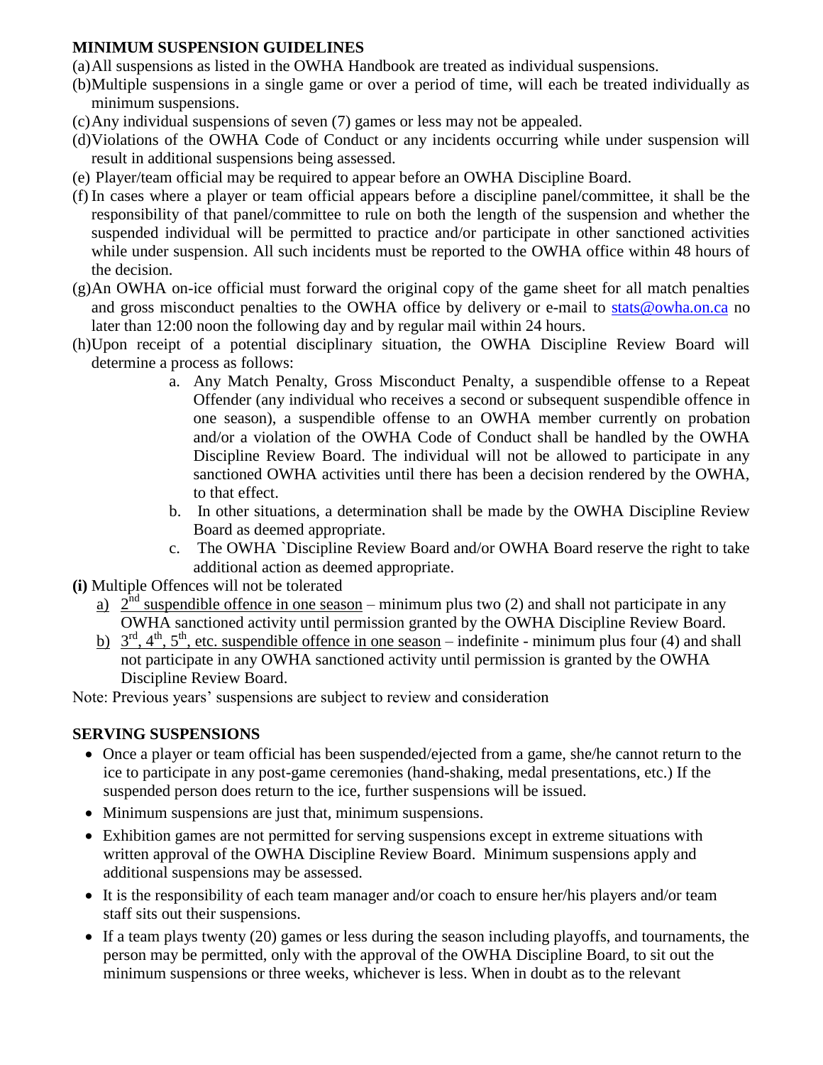## MINIMUM SUSPENSION GUIDELINES

(a) All suspensions as listed in the OWHA Handbook are treated as individual suspensions.

(b) Multiple suspensions in a single game or over a period of time, will each be treated individually as minimum suspensions.

(c) Any individual suspensions of seven (7) games or less may not be appealed.

(d) Violations of the OWHA Code of Conduct or any incidents occurring while under suspension will result in additional suspensions being assessed.

(e) Player/team official may be required to appear before an OWHA Discipline Board.

(f) In cases where a player or team official appears before a discipline panel/committee, it shall be the responsibility of that panel/committee to rule on both the length of the suspension and whether the suspended individual will be permitted to practice and/or participate in other sanctioned activities while under suspension. All such incidents must be reported to the OWHA office within 48 hours of the decision.

(g) An OWHA on-ice official must forward the original copy of the game sheet for all match penalties and gross misconduct penalties to the OWHA office by delivery or e-mail to stats@owha.on.ca no later than 12:00 noon the following day and by regular mail within 24 hours.

(h) Upon receipt of a potential disciplinary situation, the OWHA Discipline Review Board will determine a process as follows:

   a. Any Match Penalty, Gross Misconduct Penalty, a suspendible offense to a Repeat Offender (any individual who receives a second or subsequent suspendible offence in one season), a suspendible offense to an OWHA member currently on probation and/or a violation of the OWHA Code of Conduct shall be handled by the OWHA Discipline Review Board. The individual will not be allowed to participate in any sanctioned OWHA activities until there has been a decision rendered by the OWHA, to that effect.

   b. In other situations, a determination shall be made by the OWHA Discipline Review Board as deemed appropriate.

   c. The OWHA `Discipline Review Board and/or OWHA Board reserve the right to take additional action as deemed appropriate.

**(i)** Multiple Offences will not be tolerated

   a) 2nd suspendible offence in one season – minimum plus two (2) and shall not participate in any OWHA sanctioned activity until permission granted by the OWHA Discipline Review Board.

   b) 3rd, 4th, 5th, etc. suspendible offence in one season – indefinite - minimum plus four (4) and shall not participate in any OWHA sanctioned activity until permission is granted by the OWHA Discipline Review Board.

Note: Previous years' suspensions are subject to review and consideration

## SERVING SUSPENSIONS

- Once a player or team official has been suspended/ejected from a game, she/he cannot return to the ice to participate in any post-game ceremonies (hand-shaking, medal presentations, etc.) If the suspended person does return to the ice, further suspensions will be issued.
- Minimum suspensions are just that, minimum suspensions.
- Exhibition games are not permitted for serving suspensions except in extreme situations with written approval of the OWHA Discipline Review Board. Minimum suspensions apply and additional suspensions may be assessed.
- It is the responsibility of each team manager and/or coach to ensure her/his players and/or team staff sits out their suspensions.
- If a team plays twenty (20) games or less during the season including playoffs, and tournaments, the person may be permitted, only with the approval of the OWHA Discipline Board, to sit out the minimum suspensions or three weeks, whichever is less. When in doubt as to the relevant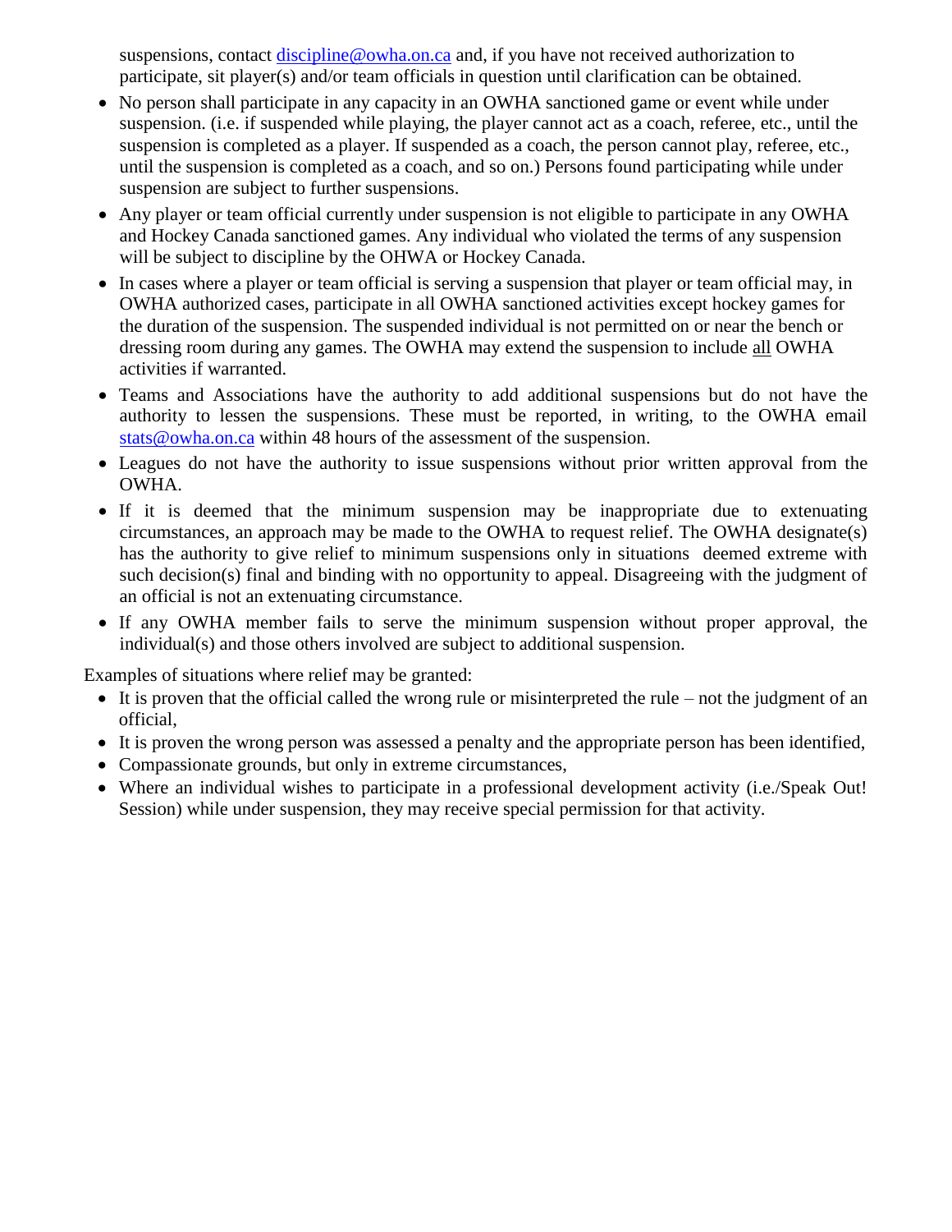suspensions, contact discipline@owha.on.ca and, if you have not received authorization to participate, sit player(s) and/or team officials in question until clarification can be obtained.

- No person shall participate in any capacity in an OWHA sanctioned game or event while under suspension. (i.e. if suspended while playing, the player cannot act as a coach, referee, etc., until the suspension is completed as a player. If suspended as a coach, the person cannot play, referee, etc., until the suspension is completed as a coach, and so on.) Persons found participating while under suspension are subject to further suspensions.
- Any player or team official currently under suspension is not eligible to participate in any OWHA and Hockey Canada sanctioned games. Any individual who violated the terms of any suspension will be subject to discipline by the OHWA or Hockey Canada.
- In cases where a player or team official is serving a suspension that player or team official may, in OWHA authorized cases, participate in all OWHA sanctioned activities except hockey games for the duration of the suspension. The suspended individual is not permitted on or near the bench or dressing room during any games. The OWHA may extend the suspension to include <u>all</u> OWHA activities if warranted.
- Teams and Associations have the authority to add additional suspensions but do not have the authority to lessen the suspensions. These must be reported, in writing, to the OWHA email stats@owha.on.ca within 48 hours of the assessment of the suspension.
- Leagues do not have the authority to issue suspensions without prior written approval from the OWHA.
- If it is deemed that the minimum suspension may be inappropriate due to extenuating circumstances, an approach may be made to the OWHA to request relief. The OWHA designate(s) has the authority to give relief to minimum suspensions only in situations deemed extreme with such decision(s) final and binding with no opportunity to appeal. Disagreeing with the judgment of an official is not an extenuating circumstance.
- If any OWHA member fails to serve the minimum suspension without proper approval, the individual(s) and those others involved are subject to additional suspension.

Examples of situations where relief may be granted:

- It is proven that the official called the wrong rule or misinterpreted the rule – not the judgment of an official,
- It is proven the wrong person was assessed a penalty and the appropriate person has been identified,
- Compassionate grounds, but only in extreme circumstances,
- Where an individual wishes to participate in a professional development activity (i.e./Speak Out! Session) while under suspension, they may receive special permission for that activity.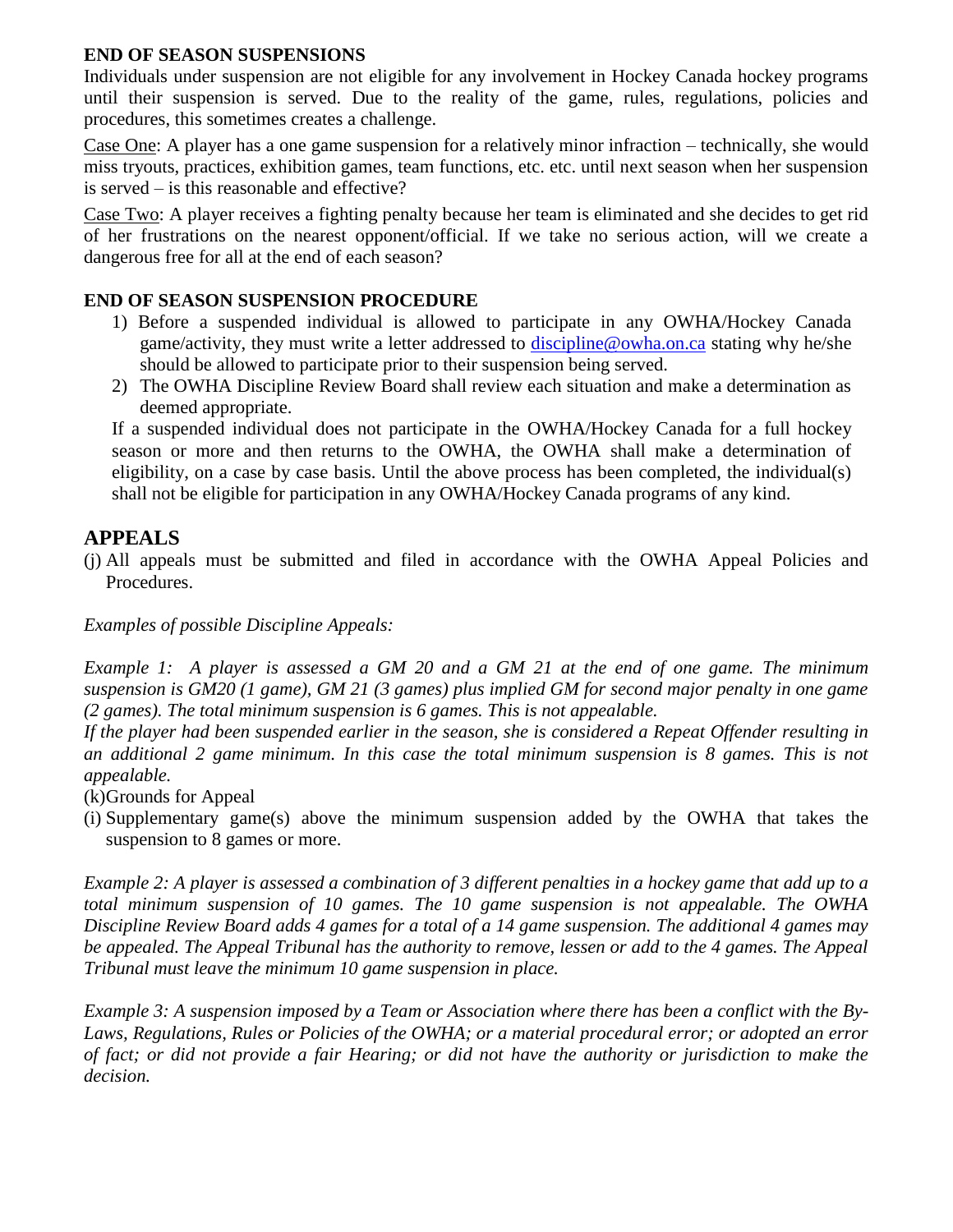**END OF SEASON SUSPENSIONS**

Individuals under suspension are not eligible for any involvement in Hockey Canada hockey programs until their suspension is served. Due to the reality of the game, rules, regulations, policies and procedures, this sometimes creates a challenge.

Case One: A player has a one game suspension for a relatively minor infraction – technically, she would miss tryouts, practices, exhibition games, team functions, etc. etc. until next season when her suspension is served – is this reasonable and effective?

Case Two: A player receives a fighting penalty because her team is eliminated and she decides to get rid of her frustrations on the nearest opponent/official. If we take no serious action, will we create a dangerous free for all at the end of each season?

**END OF SEASON SUSPENSION PROCEDURE**

1) Before a suspended individual is allowed to participate in any OWHA/Hockey Canada game/activity, they must write a letter addressed to discipline@owha.on.ca stating why he/she should be allowed to participate prior to their suspension being served.
2) The OWHA Discipline Review Board shall review each situation and make a determination as deemed appropriate.

If a suspended individual does not participate in the OWHA/Hockey Canada for a full hockey season or more and then returns to the OWHA, the OWHA shall make a determination of eligibility, on a case by case basis. Until the above process has been completed, the individual(s) shall not be eligible for participation in any OWHA/Hockey Canada programs of any kind.

## APPEALS

(j) All appeals must be submitted and filed in accordance with the OWHA Appeal Policies and Procedures.

*Examples of possible Discipline Appeals:*

*Example 1: A player is assessed a GM 20 and a GM 21 at the end of one game. The minimum suspension is GM20 (1 game), GM 21 (3 games) plus implied GM for second major penalty in one game (2 games). The total minimum suspension is 6 games. This is not appealable.*

*If the player had been suspended earlier in the season, she is considered a Repeat Offender resulting in an additional 2 game minimum. In this case the total minimum suspension is 8 games. This is not appealable.*

(k)Grounds for Appeal

(i) Supplementary game(s) above the minimum suspension added by the OWHA that takes the suspension to 8 games or more.

*Example 2: A player is assessed a combination of 3 different penalties in a hockey game that add up to a total minimum suspension of 10 games. The 10 game suspension is not appealable. The OWHA Discipline Review Board adds 4 games for a total of a 14 game suspension. The additional 4 games may be appealed. The Appeal Tribunal has the authority to remove, lessen or add to the 4 games. The Appeal Tribunal must leave the minimum 10 game suspension in place.*

*Example 3: A suspension imposed by a Team or Association where there has been a conflict with the By-Laws, Regulations, Rules or Policies of the OWHA; or a material procedural error; or adopted an error of fact; or did not provide a fair Hearing; or did not have the authority or jurisdiction to make the decision.*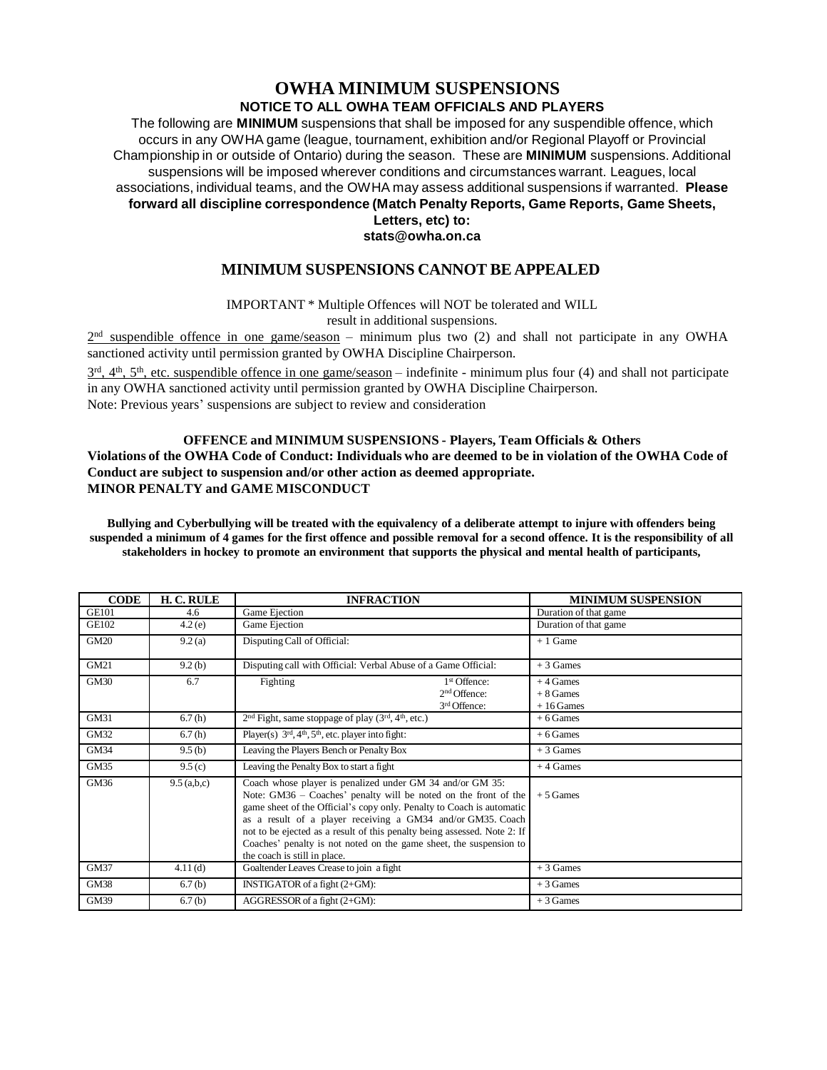# OWHA MINIMUM SUSPENSIONS

## NOTICE TO ALL OWHA TEAM OFFICIALS AND PLAYERS

The following are **MINIMUM** suspensions that shall be imposed for any suspendible offence, which occurs in any OWHA game (league, tournament, exhibition and/or Regional Playoff or Provincial Championship in or outside of Ontario) during the season. These are **MINIMUM** suspensions. Additional suspensions will be imposed wherever conditions and circumstances warrant. Leagues, local associations, individual teams, and the OWHA may assess additional suspensions if warranted. **Please forward all discipline correspondence (Match Penalty Reports, Game Reports, Game Sheets, Letters, etc) to:**
**stats@owha.on.ca**

## MINIMUM SUSPENSIONS CANNOT BE APPEALED

IMPORTANT * Multiple Offences will NOT be tolerated and WILL result in additional suspensions.

2nd suspendible offence in one game/season – minimum plus two (2) and shall not participate in any OWHA sanctioned activity until permission granted by OWHA Discipline Chairperson.

3rd, 4th, 5th, etc. suspendible offence in one game/season – indefinite - minimum plus four (4) and shall not participate in any OWHA sanctioned activity until permission granted by OWHA Discipline Chairperson.

Note: Previous years' suspensions are subject to review and consideration

**OFFENCE and MINIMUM SUSPENSIONS - Players, Team Officials & Others**

**Violations of the OWHA Code of Conduct: Individuals who are deemed to be in violation of the OWHA Code of Conduct are subject to suspension and/or other action as deemed appropriate.**

**MINOR PENALTY and GAME MISCONDUCT**

**Bullying and Cyberbullying will be treated with the equivalency of a deliberate attempt to injure with offenders being suspended a minimum of 4 games for the first offence and possible removal for a second offence. It is the responsibility of all stakeholders in hockey to promote an environment that supports the physical and mental health of participants,**

| CODE | H. C. RULE | INFRACTION | MINIMUM SUSPENSION |
|---|---|---|---|
| GE101 | 4.6 | Game Ejection | Duration of that game |
| GE102 | 4.2 (e) | Game Ejection | Duration of that game |
| GM20 | 9.2 (a) | Disputing Call of Official: | + 1 Game |
| GM21 | 9.2 (b) | Disputing call with Official: Verbal Abuse of a Game Official: | + 3 Games |
| GM30 | 6.7 | Fighting — 1st Offence: / 2nd Offence: / 3rd Offence: | + 4 Games / + 8 Games / + 16 Games |
| GM31 | 6.7 (h) | 2nd Fight, same stoppage of play (3rd, 4th, etc.) | + 6 Games |
| GM32 | 6.7 (h) | Player(s) 3rd, 4th, 5th, etc. player into fight: | + 6 Games |
| GM34 | 9.5 (b) | Leaving the Players Bench or Penalty Box | + 3 Games |
| GM35 | 9.5 (c) | Leaving the Penalty Box to start a fight | + 4 Games |
| GM36 | 9.5 (a,b,c) | Coach whose player is penalized under GM 34 and/or GM 35: Note: GM36 – Coaches' penalty will be noted on the front of the game sheet of the Official's copy only. Penalty to Coach is automatic as a result of a player receiving a GM34 and/or GM35. Coach not to be ejected as a result of this penalty being assessed. Note 2: If Coaches' penalty is not noted on the game sheet, the suspension to the coach is still in place. | + 5 Games |
| GM37 | 4.11 (d) | Goaltender Leaves Crease to join a fight | + 3 Games |
| GM38 | 6.7 (b) | INSTIGATOR of a fight (2+GM): | + 3 Games |
| GM39 | 6.7 (b) | AGGRESSOR of a fight (2+GM): | + 3 Games |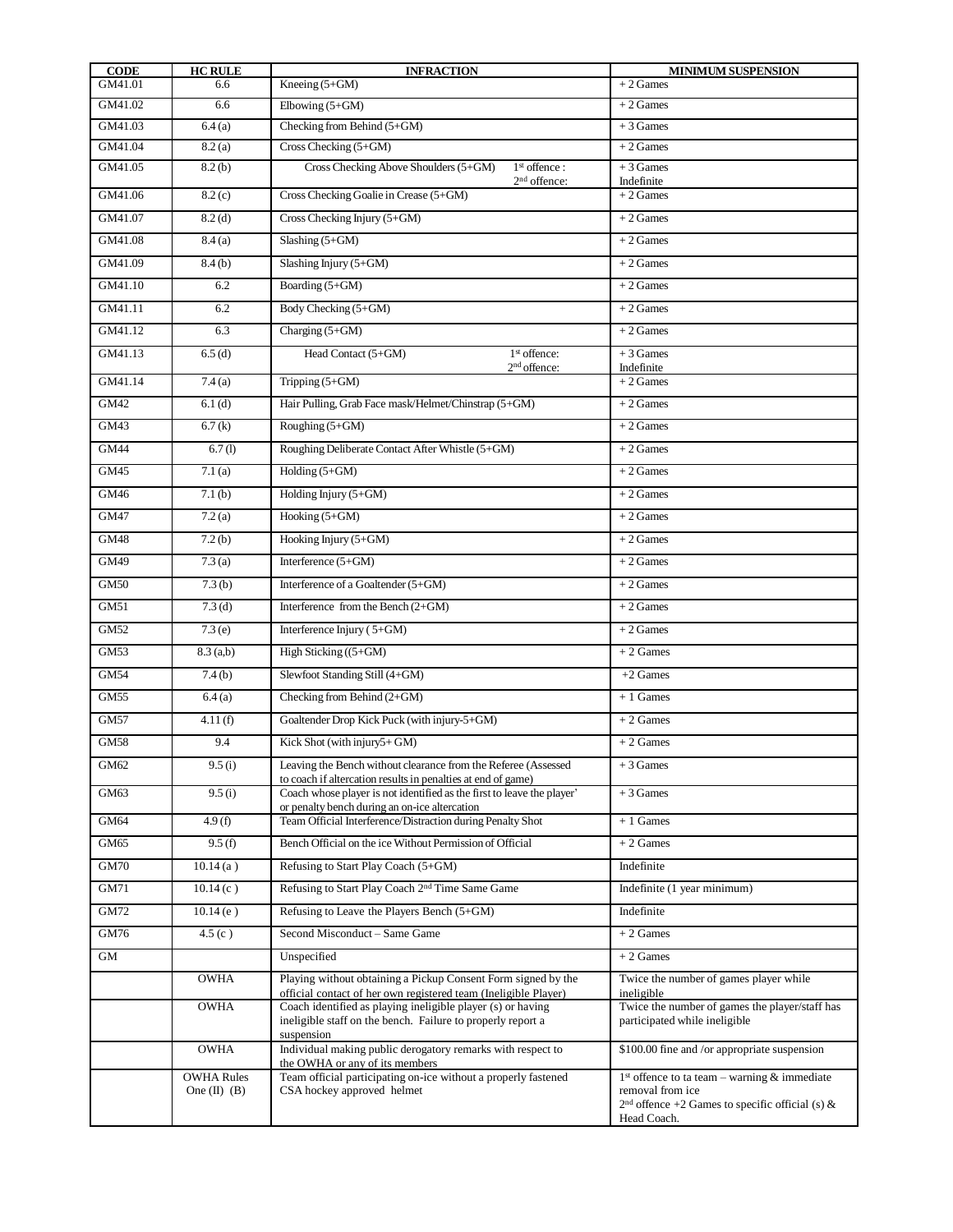| CODE | HC RULE | INFRACTION | MINIMUM SUSPENSION |
|---|---|---|---|
| GM41.01 | 6.6 | Kneeing (5+GM) | + 2 Games |
| GM41.02 | 6.6 | Elbowing (5+GM) | + 2 Games |
| GM41.03 | 6.4 (a) | Checking from Behind (5+GM) | + 3 Games |
| GM41.04 | 8.2 (a) | Cross Checking (5+GM) | + 2 Games |
| GM41.05 | 8.2 (b) | Cross Checking Above Shoulders (5+GM) 1st offence : 2nd offence: | + 3 Games Indefinite |
| GM41.06 | 8.2 (c) | Cross Checking Goalie in Crease (5+GM) | + 2 Games |
| GM41.07 | 8.2 (d) | Cross Checking Injury (5+GM) | + 2 Games |
| GM41.08 | 8.4 (a) | Slashing (5+GM) | + 2 Games |
| GM41.09 | 8.4 (b) | Slashing Injury (5+GM) | + 2 Games |
| GM41.10 | 6.2 | Boarding (5+GM) | + 2 Games |
| GM41.11 | 6.2 | Body Checking (5+GM) | + 2 Games |
| GM41.12 | 6.3 | Charging (5+GM) | + 2 Games |
| GM41.13 | 6.5 (d) | Head Contact (5+GM) 1st offence: 2nd offence: | + 3 Games Indefinite |
| GM41.14 | 7.4 (a) | Tripping (5+GM) | + 2 Games |
| GM42 | 6.1 (d) | Hair Pulling, Grab Face mask/Helmet/Chinstrap (5+GM) | + 2 Games |
| GM43 | 6.7 (k) | Roughing (5+GM) | + 2 Games |
| GM44 | 6.7 (l) | Roughing Deliberate Contact After Whistle (5+GM) | + 2 Games |
| GM45 | 7.1 (a) | Holding (5+GM) | + 2 Games |
| GM46 | 7.1 (b) | Holding Injury (5+GM) | + 2 Games |
| GM47 | 7.2 (a) | Hooking (5+GM) | + 2 Games |
| GM48 | 7.2 (b) | Hooking Injury (5+GM) | + 2 Games |
| GM49 | 7.3 (a) | Interference (5+GM) | + 2 Games |
| GM50 | 7.3 (b) | Interference of a Goaltender (5+GM) | + 2 Games |
| GM51 | 7.3 (d) | Interference from the Bench (2+GM) | + 2 Games |
| GM52 | 7.3 (e) | Interference Injury ( 5+GM) | + 2 Games |
| GM53 | 8.3 (a,b) | High Sticking ((5+GM) | + 2 Games |
| GM54 | 7.4 (b) | Slewfoot Standing Still (4+GM) | +2 Games |
| GM55 | 6.4 (a) | Checking from Behind (2+GM) | + 1 Games |
| GM57 | 4.11 (f) | Goaltender Drop Kick Puck (with injury-5+GM) | + 2 Games |
| GM58 | 9.4 | Kick Shot (with injury5+ GM) | + 2 Games |
| GM62 | 9.5 (i) | Leaving the Bench without clearance from the Referee (Assessed to coach if altercation results in penalties at end of game) | + 3 Games |
| GM63 | 9.5 (i) | Coach whose player is not identified as the first to leave the player' or penalty bench during an on-ice altercation | + 3 Games |
| GM64 | 4.9 (f) | Team Official Interference/Distraction during Penalty Shot | + 1 Games |
| GM65 | 9.5 (f) | Bench Official on the ice Without Permission of Official | + 2 Games |
| GM70 | 10.14 (a ) | Refusing to Start Play Coach (5+GM) | Indefinite |
| GM71 | 10.14 (c ) | Refusing to Start Play Coach 2nd Time Same Game | Indefinite (1 year minimum) |
| GM72 | 10.14 (e ) | Refusing to Leave the Players Bench (5+GM) | Indefinite |
| GM76 | 4.5 (c ) | Second Misconduct – Same Game | + 2 Games |
| GM | | Unspecified | + 2 Games |
| | OWHA | Playing without obtaining a Pickup Consent Form signed by the official contact of her own registered team (Ineligible Player) | Twice the number of games player while ineligible |
| | OWHA | Coach identified as playing ineligible player (s) or having ineligible staff on the bench. Failure to properly report a suspension | Twice the number of games the player/staff has participated while ineligible |
| | OWHA | Individual making public derogatory remarks with respect to the OWHA or any of its members | $100.00 fine and /or appropriate suspension |
| | OWHA Rules One (II) (B) | Team official participating on-ice without a properly fastened CSA hockey approved helmet | 1st offence to ta team – warning & immediate removal from ice 2nd offence +2 Games to specific official (s) & Head Coach. |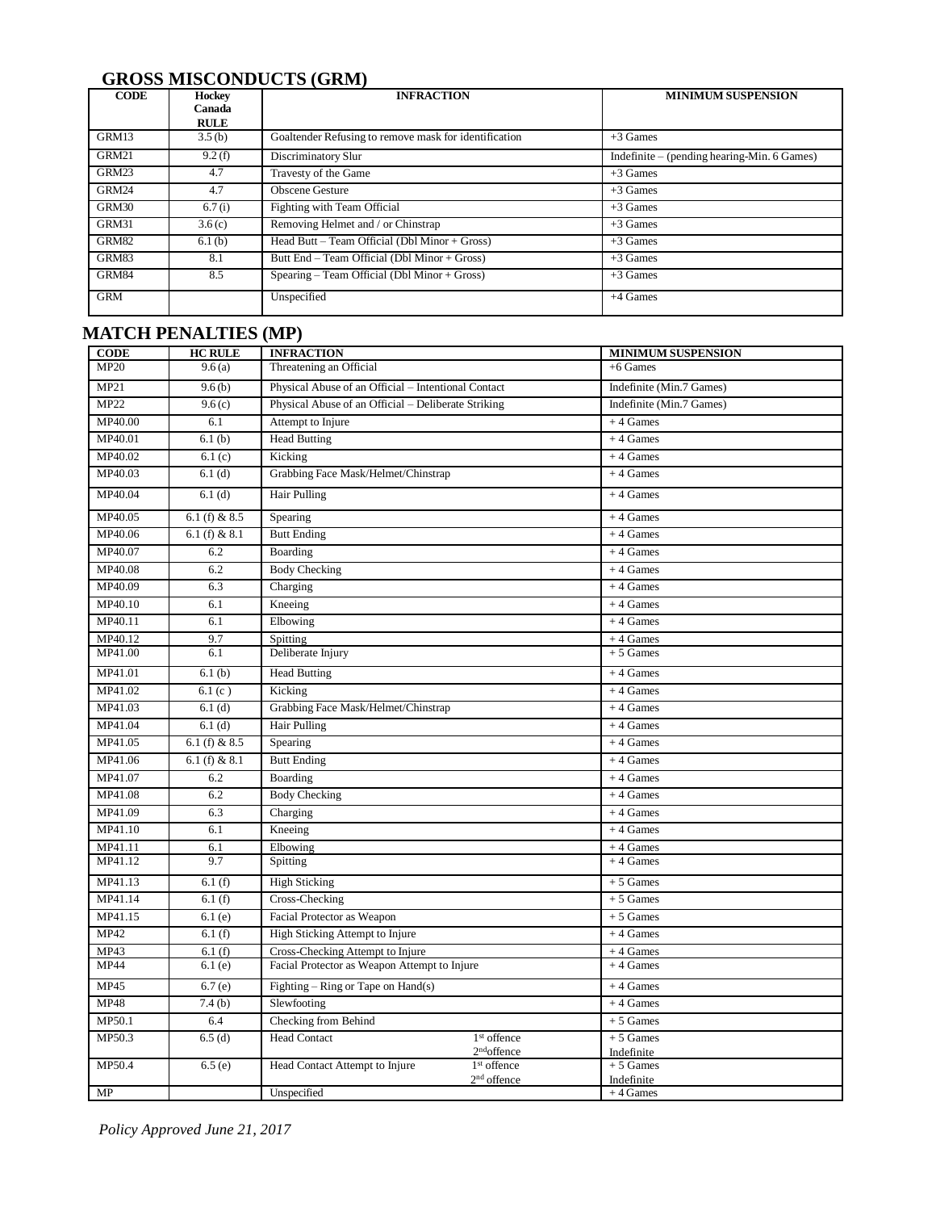## GROSS MISCONDUCTS (GRM)

| CODE | Hockey Canada RULE | INFRACTION | MINIMUM SUSPENSION |
|---|---|---|---|
| GRM13 | 3.5 (b) | Goaltender Refusing to remove mask for identification | +3 Games |
| GRM21 | 9.2 (f) | Discriminatory Slur | Indefinite – (pending hearing-Min. 6 Games) |
| GRM23 | 4.7 | Travesty of the Game | +3 Games |
| GRM24 | 4.7 | Obscene Gesture | +3 Games |
| GRM30 | 6.7 (i) | Fighting with Team Official | +3 Games |
| GRM31 | 3.6 (c) | Removing Helmet and / or Chinstrap | +3 Games |
| GRM82 | 6.1 (b) | Head Butt – Team Official (Dbl Minor + Gross) | +3 Games |
| GRM83 | 8.1 | Butt End – Team Official (Dbl Minor + Gross) | +3 Games |
| GRM84 | 8.5 | Spearing – Team Official (Dbl Minor + Gross) | +3 Games |
| GRM | | Unspecified | +4 Games |

## MATCH PENALTIES (MP)

| CODE | HC RULE | INFRACTION | MINIMUM SUSPENSION |
|---|---|---|---|
| MP20 | 9.6 (a) | Threatening an Official | +6 Games |
| MP21 | 9.6 (b) | Physical Abuse of an Official – Intentional Contact | Indefinite (Min.7 Games) |
| MP22 | 9.6 (c) | Physical Abuse of an Official – Deliberate Striking | Indefinite (Min.7 Games) |
| MP40.00 | 6.1 | Attempt to Injure | + 4 Games |
| MP40.01 | 6.1 (b) | Head Butting | + 4 Games |
| MP40.02 | 6.1 (c) | Kicking | + 4 Games |
| MP40.03 | 6.1 (d) | Grabbing Face Mask/Helmet/Chinstrap | + 4 Games |
| MP40.04 | 6.1 (d) | Hair Pulling | + 4 Games |
| MP40.05 | 6.1 (f) & 8.5 | Spearing | + 4 Games |
| MP40.06 | 6.1 (f) & 8.1 | Butt Ending | + 4 Games |
| MP40.07 | 6.2 | Boarding | + 4 Games |
| MP40.08 | 6.2 | Body Checking | + 4 Games |
| MP40.09 | 6.3 | Charging | + 4 Games |
| MP40.10 | 6.1 | Kneeing | + 4 Games |
| MP40.11 | 6.1 | Elbowing | + 4 Games |
| MP40.12 | 9.7 | Spitting | + 4 Games |
| MP41.00 | 6.1 | Deliberate Injury | + 5 Games |
| MP41.01 | 6.1 (b) | Head Butting | + 4 Games |
| MP41.02 | 6.1 (c ) | Kicking | + 4 Games |
| MP41.03 | 6.1 (d) | Grabbing Face Mask/Helmet/Chinstrap | + 4 Games |
| MP41.04 | 6.1 (d) | Hair Pulling | + 4 Games |
| MP41.05 | 6.1 (f) & 8.5 | Spearing | + 4 Games |
| MP41.06 | 6.1 (f) & 8.1 | Butt Ending | + 4 Games |
| MP41.07 | 6.2 | Boarding | + 4 Games |
| MP41.08 | 6.2 | Body Checking | + 4 Games |
| MP41.09 | 6.3 | Charging | + 4 Games |
| MP41.10 | 6.1 | Kneeing | + 4 Games |
| MP41.11 | 6.1 | Elbowing | + 4 Games |
| MP41.12 | 9.7 | Spitting | + 4 Games |
| MP41.13 | 6.1 (f) | High Sticking | + 5 Games |
| MP41.14 | 6.1 (f) | Cross-Checking | + 5 Games |
| MP41.15 | 6.1 (e) | Facial Protector as Weapon | + 5 Games |
| MP42 | 6.1 (f) | High Sticking Attempt to Injure | + 4 Games |
| MP43 | 6.1 (f) | Cross-Checking Attempt to Injure | + 4 Games |
| MP44 | 6.1 (e) | Facial Protector as Weapon Attempt to Injure | + 4 Games |
| MP45 | 6.7 (e) | Fighting – Ring or Tape on Hand(s) | + 4 Games |
| MP48 | 7.4 (b) | Slewfooting | + 4 Games |
| MP50.1 | 6.4 | Checking from Behind | + 5 Games |
| MP50.3 | 6.5 (d) | Head Contact 1st offence<br>2nd offence | + 5 Games<br>Indefinite |
| MP50.4 | 6.5 (e) | Head Contact Attempt to Injure 1st offence<br>2nd offence | + 5 Games<br>Indefinite |
| MP | | Unspecified | + 4 Games |

*Policy Approved June 21, 2017*